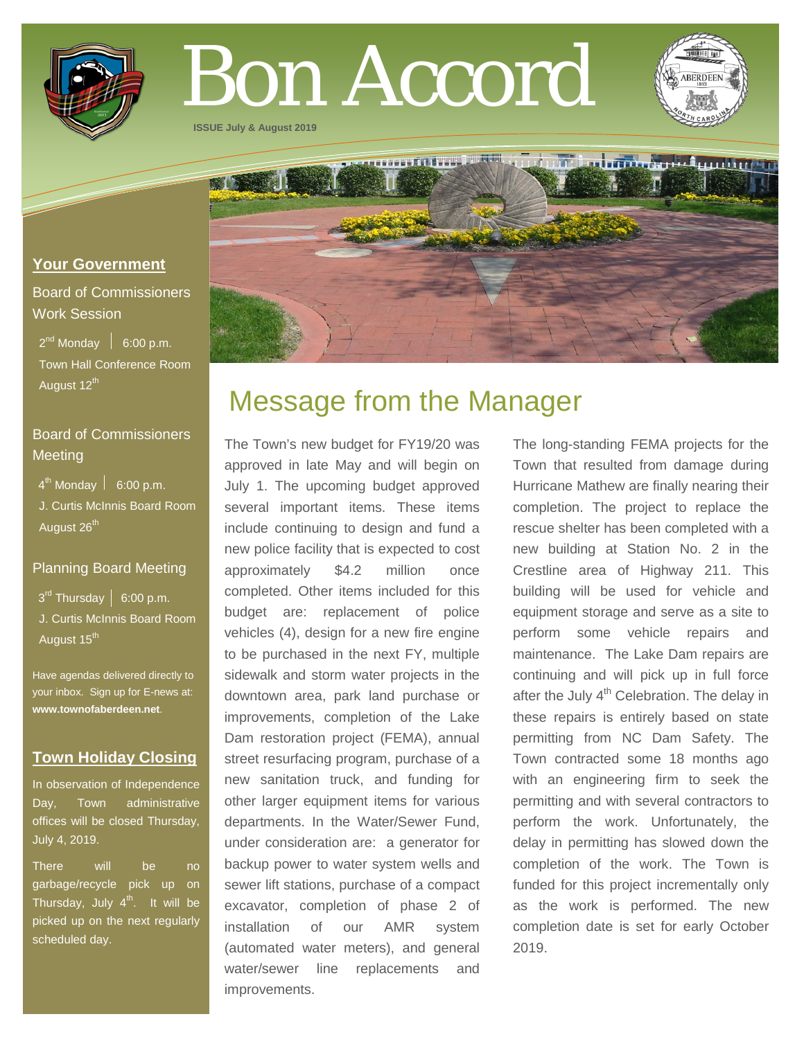# Bon Accord

**ISSUE July & August 2019**

## Your Government

**Board of Commissioners Work Session**

2nd Monday | 6:00 p.m.
Town Hall Conference Room
August 12th

**Board of Commissioners Meeting**

4th Monday | 6:00 p.m.
J. Curtis McInnis Board Room
August 26th

**Planning Board Meeting**

3rd Thursday | 6:00 p.m.
J. Curtis McInnis Board Room
August 15th

Have agendas delivered directly to your inbox. Sign up for E-news at: **www.townofaberdeen.net**.

## Town Holiday Closing

In observation of Independence Day, Town administrative offices will be closed Thursday, July 4, 2019.

There will be no garbage/recycle pick up on Thursday, July 4th. It will be picked up on the next regularly scheduled day.

## Message from the Manager

The Town's new budget for FY19/20 was approved in late May and will begin on July 1. The upcoming budget approved several important items. These items include continuing to design and fund a new police facility that is expected to cost approximately $4.2 million once completed. Other items included for this budget are: replacement of police vehicles (4), design for a new fire engine to be purchased in the next FY, multiple sidewalk and storm water projects in the downtown area, park land purchase or improvements, completion of the Lake Dam restoration project (FEMA), annual street resurfacing program, purchase of a new sanitation truck, and funding for other larger equipment items for various departments. In the Water/Sewer Fund, under consideration are: a generator for backup power to water system wells and sewer lift stations, purchase of a compact excavator, completion of phase 2 of installation of our AMR system (automated water meters), and general water/sewer line replacements and improvements.

The long-standing FEMA projects for the Town that resulted from damage during Hurricane Mathew are finally nearing their completion. The project to replace the rescue shelter has been completed with a new building at Station No. 2 in the Crestline area of Highway 211. This building will be used for vehicle and equipment storage and serve as a site to perform some vehicle repairs and maintenance. The Lake Dam repairs are continuing and will pick up in full force after the July 4th Celebration. The delay in these repairs is entirely based on state permitting from NC Dam Safety. The Town contracted some 18 months ago with an engineering firm to seek the permitting and with several contractors to perform the work. Unfortunately, the delay in permitting has slowed down the completion of the work. The Town is funded for this project incrementally only as the work is performed. The new completion date is set for early October 2019.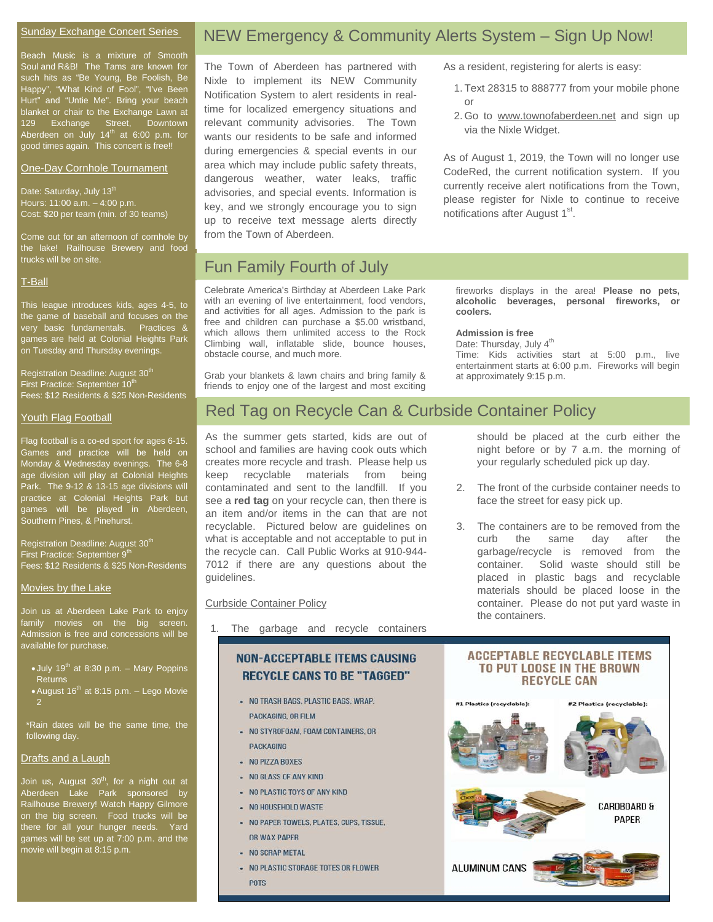## Sunday Exchange Concert Series

Beach Music is a mixture of Smooth Soul and R&B! The Tams are known for such hits as "Be Young, Be Foolish, Be Happy", "What Kind of Fool", "I've Been Hurt" and "Untie Me". Bring your beach blanket or chair to the Exchange Lawn at 129 Exchange Street, Downtown Aberdeen on July 14th at 6:00 p.m. for good times again. This concert is free!!

## One-Day Cornhole Tournament

Date: Saturday, July 13th
Hours: 11:00 a.m. – 4:00 p.m.
Cost: $20 per team (min. of 30 teams)

Come out for an afternoon of cornhole by the lake! Railhouse Brewery and food trucks will be on site.

## T-Ball

This league introduces kids, ages 4-5, to the game of baseball and focuses on the very basic fundamentals. Practices & games are held at Colonial Heights Park on Tuesday and Thursday evenings.

Registration Deadline: August 30th
First Practice: September 10th
Fees: $12 Residents & $25 Non-Residents

## Youth Flag Football

Flag football is a co-ed sport for ages 6-15. Games and practice will be held on Monday & Wednesday evenings. The 6-8 age division will play at Colonial Heights Park. The 9-12 & 13-15 age divisions will practice at Colonial Heights Park but games will be played in Aberdeen, Southern Pines, & Pinehurst.

Registration Deadline: August 30th
First Practice: September 9th
Fees: $12 Residents & $25 Non-Residents

## Movies by the Lake

Join us at Aberdeen Lake Park to enjoy family movies on the big screen. Admission is free and concessions will be available for purchase.

- July 19th at 8:30 p.m. – Mary Poppins Returns
- August 16th at 8:15 p.m. – Lego Movie 2

*Rain dates will be the same time, the following day.

## Drafts and a Laugh

Join us, August 30th, for a night out at Aberdeen Lake Park sponsored by Railhouse Brewery! Watch Happy Gilmore on the big screen. Food trucks will be there for all your hunger needs. Yard games will be set up at 7:00 p.m. and the movie will begin at 8:15 p.m.

# NEW Emergency & Community Alerts System – Sign Up Now!

The Town of Aberdeen has partnered with Nixle to implement its NEW Community Notification System to alert residents in real-time for localized emergency situations and relevant community advisories. The Town wants our residents to be safe and informed during emergencies & special events in our area which may include public safety threats, dangerous weather, water leaks, traffic advisories, and special events. Information is key, and we strongly encourage you to sign up to receive text message alerts directly from the Town of Aberdeen.

As a resident, registering for alerts is easy:

1. Text 28315 to 888777 from your mobile phone or
2. Go to www.townofaberdeen.net and sign up via the Nixle Widget.

As of August 1, 2019, the Town will no longer use CodeRed, the current notification system. If you currently receive alert notifications from the Town, please register for Nixle to continue to receive notifications after August 1st.

# Fun Family Fourth of July

Celebrate America's Birthday at Aberdeen Lake Park with an evening of live entertainment, food vendors, and activities for all ages. Admission to the park is free and children can purchase a $5.00 wristband, which allows them unlimited access to the Rock Climbing wall, inflatable slide, bounce houses, obstacle course, and much more.

Grab your blankets & lawn chairs and bring family & friends to enjoy one of the largest and most exciting fireworks displays in the area! **Please no pets, alcoholic beverages, personal fireworks, or coolers.**

**Admission is free**
Date: Thursday, July 4th
Time: Kids activities start at 5:00 p.m., live entertainment starts at 6:00 p.m. Fireworks will begin at approximately 9:15 p.m.

# Red Tag on Recycle Can & Curbside Container Policy

As the summer gets started, kids are out of school and families are having cook outs which creates more recycle and trash. Please help us keep recyclable materials from being contaminated and sent to the landfill. If you see a **red tag** on your recycle can, then there is an item and/or items in the can that are not recyclable. Pictured below are guidelines on what is acceptable and not acceptable to put in the recycle can. Call Public Works at 910-944-7012 if there are any questions about the guidelines.

Curbside Container Policy

1. The garbage and recycle containers should be placed at the curb either the night before or by 7 a.m. the morning of your regularly scheduled pick up day.
2. The front of the curbside container needs to face the street for easy pick up.
3. The containers are to be removed from the curb the same day after the garbage/recycle is removed from the container. Solid waste should still be placed in plastic bags and recyclable materials should be placed loose in the container. Please do not put yard waste in the containers.

### NON-ACCEPTABLE ITEMS CAUSING RECYCLE CANS TO BE "TAGGED"

- NO TRASH BAGS, PLASTIC BAGS, WRAP, PACKAGING, OR FILM
- NO STYROFOAM, FOAM CONTAINERS, OR PACKAGING
- NO PIZZA BOXES
- NO GLASS OF ANY KIND
- NO PLASTIC TOYS OF ANY KIND
- NO HOUSEHOLD WASTE
- NO PAPER TOWELS, PLATES, CUPS, TISSUE, OR WAX PAPER
- NO SCRAP METAL
- NO PLASTIC STORAGE TOTES OR FLOWER POTS

### ACCEPTABLE RECYCLABLE ITEMS TO PUT LOOSE IN THE BROWN RECYCLE CAN

#1 Plastics (recyclable):

#2 Plastics (recyclable):

CARDBOARD & PAPER

ALUMINUM CANS